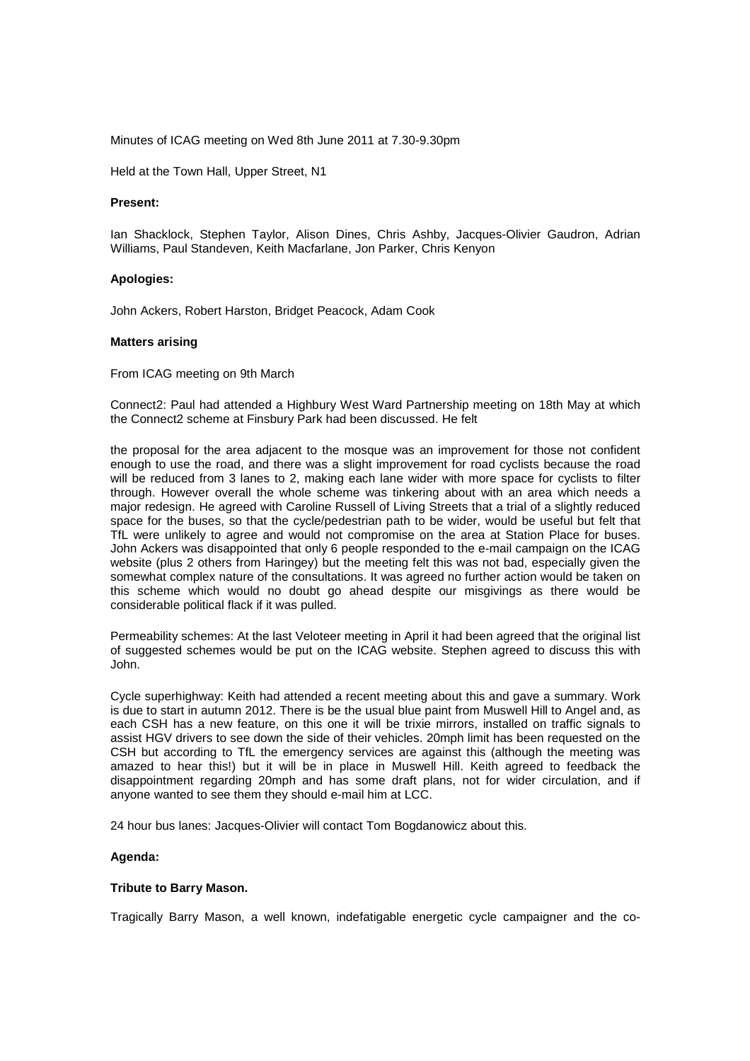Minutes of ICAG meeting on Wed 8th June 2011 at 7.30-9.30pm

Held at the Town Hall, Upper Street, N1

**Present:**

Ian Shacklock, Stephen Taylor, Alison Dines, Chris Ashby, Jacques-Olivier Gaudron, Adrian Williams, Paul Standeven, Keith Macfarlane, Jon Parker, Chris Kenyon

**Apologies:**

John Ackers, Robert Harston, Bridget Peacock, Adam Cook

**Matters arising**

From ICAG meeting on 9th March

Connect2: Paul had attended a Highbury West Ward Partnership meeting on 18th May at which the Connect2 scheme at Finsbury Park had been discussed. He felt

the proposal for the area adjacent to the mosque was an improvement for those not confident enough to use the road, and there was a slight improvement for road cyclists because the road will be reduced from 3 lanes to 2, making each lane wider with more space for cyclists to filter through. However overall the whole scheme was tinkering about with an area which needs a major redesign. He agreed with Caroline Russell of Living Streets that a trial of a slightly reduced space for the buses, so that the cycle/pedestrian path to be wider, would be useful but felt that TfL were unlikely to agree and would not compromise on the area at Station Place for buses. John Ackers was disappointed that only 6 people responded to the e-mail campaign on the ICAG website (plus 2 others from Haringey) but the meeting felt this was not bad, especially given the somewhat complex nature of the consultations. It was agreed no further action would be taken on this scheme which would no doubt go ahead despite our misgivings as there would be considerable political flack if it was pulled.

Permeability schemes: At the last Veloteer meeting in April it had been agreed that the original list of suggested schemes would be put on the ICAG website. Stephen agreed to discuss this with John.

Cycle superhighway: Keith had attended a recent meeting about this and gave a summary. Work is due to start in autumn 2012. There is be the usual blue paint from Muswell Hill to Angel and, as each CSH has a new feature, on this one it will be trixie mirrors, installed on traffic signals to assist HGV drivers to see down the side of their vehicles. 20mph limit has been requested on the CSH but according to TfL the emergency services are against this (although the meeting was amazed to hear this!) but it will be in place in Muswell Hill. Keith agreed to feedback the disappointment regarding 20mph and has some draft plans, not for wider circulation, and if anyone wanted to see them they should e-mail him at LCC.

24 hour bus lanes: Jacques-Olivier will contact Tom Bogdanowicz about this.

**Agenda:**

**Tribute to Barry Mason.**

Tragically Barry Mason, a well known, indefatigable energetic cycle campaigner and the co-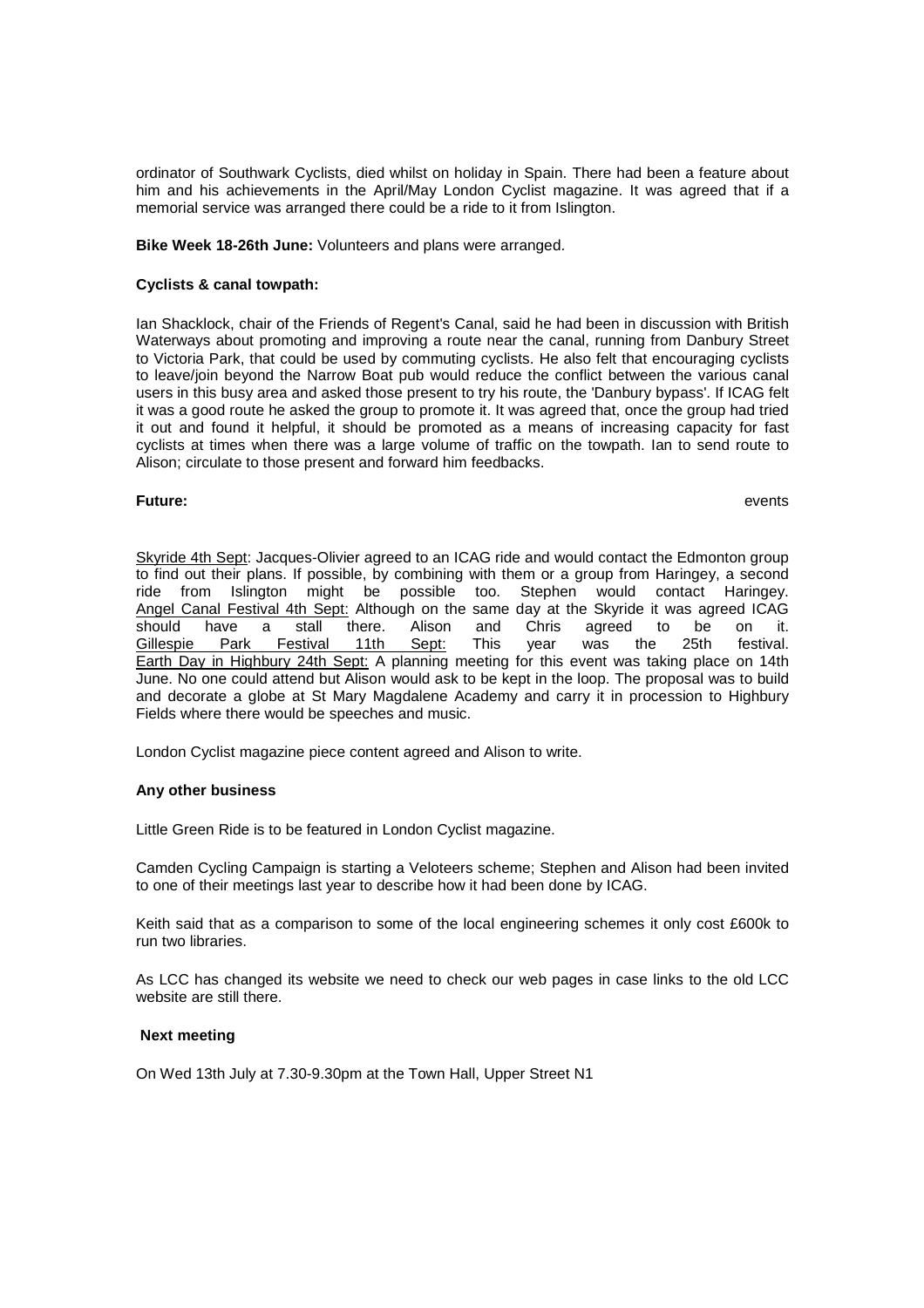ordinator of Southwark Cyclists, died whilst on holiday in Spain. There had been a feature about him and his achievements in the April/May London Cyclist magazine. It was agreed that if a memorial service was arranged there could be a ride to it from Islington.

**Bike Week 18-26th June:** Volunteers and plans were arranged.

**Cyclists & canal towpath:**

Ian Shacklock, chair of the Friends of Regent's Canal, said he had been in discussion with British Waterways about promoting and improving a route near the canal, running from Danbury Street to Victoria Park, that could be used by commuting cyclists. He also felt that encouraging cyclists to leave/join beyond the Narrow Boat pub would reduce the conflict between the various canal users in this busy area and asked those present to try his route, the 'Danbury bypass'. If ICAG felt it was a good route he asked the group to promote it. It was agreed that, once the group had tried it out and found it helpful, it should be promoted as a means of increasing capacity for fast cyclists at times when there was a large volume of traffic on the towpath. Ian to send route to Alison; circulate to those present and forward him feedbacks.

**Future:** events

Skyride 4th Sept: Jacques-Olivier agreed to an ICAG ride and would contact the Edmonton group to find out their plans. If possible, by combining with them or a group from Haringey, a second ride from Islington might be possible too. Stephen would contact Haringey.
Angel Canal Festival 4th Sept: Although on the same day at the Skyride it was agreed ICAG should have a stall there. Alison and Chris agreed to be on it.
Gillespie Park Festival 11th Sept: This year was the 25th festival.
Earth Day in Highbury 24th Sept: A planning meeting for this event was taking place on 14th June. No one could attend but Alison would ask to be kept in the loop. The proposal was to build and decorate a globe at St Mary Magdalene Academy and carry it in procession to Highbury Fields where there would be speeches and music.

London Cyclist magazine piece content agreed and Alison to write.

**Any other business**

Little Green Ride is to be featured in London Cyclist magazine.

Camden Cycling Campaign is starting a Veloteers scheme; Stephen and Alison had been invited to one of their meetings last year to describe how it had been done by ICAG.

Keith said that as a comparison to some of the local engineering schemes it only cost £600k to run two libraries.

As LCC has changed its website we need to check our web pages in case links to the old LCC website are still there.

**Next meeting**

On Wed 13th July at 7.30-9.30pm at the Town Hall, Upper Street N1